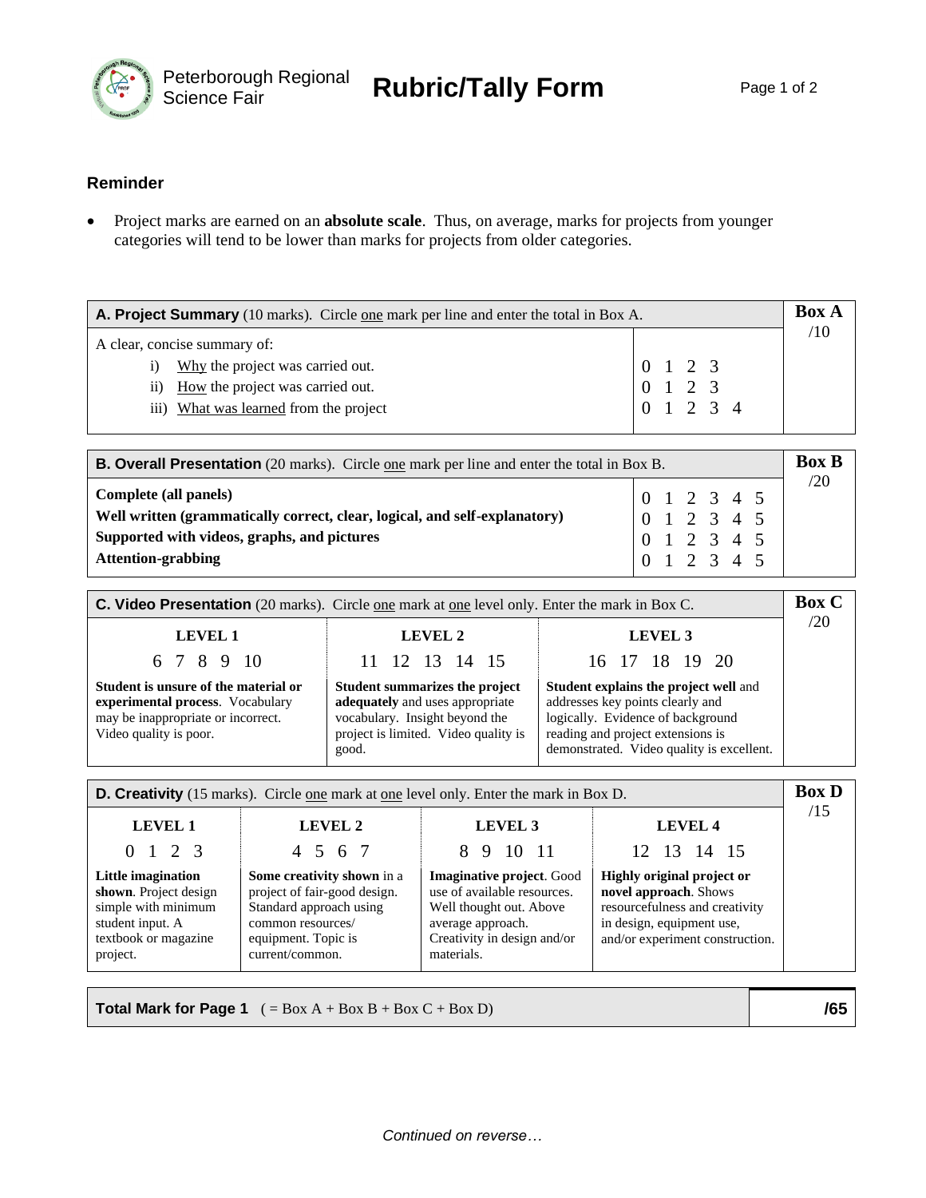Peterborough Regional Science Fair

# Rubric/Tally Form

### Reminder

- Project marks are earned on an **absolute scale**. Thus, on average, marks for projects from younger categories will tend to be lower than marks for projects from older categories.

| **A. Project Summary** (10 marks). Circle one mark per line and enter the total in Box A. | | **Box A** /10 |
|---|---|---|
| A clear, concise summary of: | | |
| i) Why the project was carried out. | 0 1 2 3 | |
| ii) How the project was carried out. | 0 1 2 3 | |
| iii) What was learned from the project | 0 1 2 3 4 | |

| **B. Overall Presentation** (20 marks). Circle one mark per line and enter the total in Box B. | | **Box B** /20 |
|---|---|---|
| **Complete (all panels)** | 0 1 2 3 4 5 | |
| **Well written (grammatically correct, clear, logical, and self-explanatory)** | 0 1 2 3 4 5 | |
| **Supported with videos, graphs, and pictures** | 0 1 2 3 4 5 | |
| **Attention-grabbing** | 0 1 2 3 4 5 | |

**C. Video Presentation** (20 marks). Circle one mark at one level only. Enter the mark in Box C.

| LEVEL 1 | LEVEL 2 | LEVEL 3 | **Box C** /20 |
|---|---|---|---|
| 6 7 8 9 10 | 11 12 13 14 15 | 16 17 18 19 20 | |
| **Student is unsure of the material or experimental process**. Vocabulary may be inappropriate or incorrect. Video quality is poor. | **Student summarizes the project adequately** and uses appropriate vocabulary. Insight beyond the project is limited. Video quality is good. | **Student explains the project well** and addresses key points clearly and logically. Evidence of background reading and project extensions is demonstrated. Video quality is excellent. | |

**D. Creativity** (15 marks). Circle one mark at one level only. Enter the mark in Box D.

| LEVEL 1 | LEVEL 2 | LEVEL 3 | LEVEL 4 | **Box D** /15 |
|---|---|---|---|---|
| 0 1 2 3 | 4 5 6 7 | 8 9 10 11 | 12 13 14 15 | |
| **Little imagination shown**. Project design simple with minimum student input. A textbook or magazine project. | **Some creativity shown** in a project of fair-good design. Standard approach using common resources/ equipment. Topic is current/common. | **Imaginative project**. Good use of available resources. Well thought out. Above average approach. Creativity in design and/or materials. | **Highly original project or novel approach**. Shows resourcefulness and creativity in design, equipment use, and/or experiment construction. | |

| **Total Mark for Page 1** ( = Box A + Box B + Box C + Box D) | **/65** |
|---|---|

*Continued on reverse…*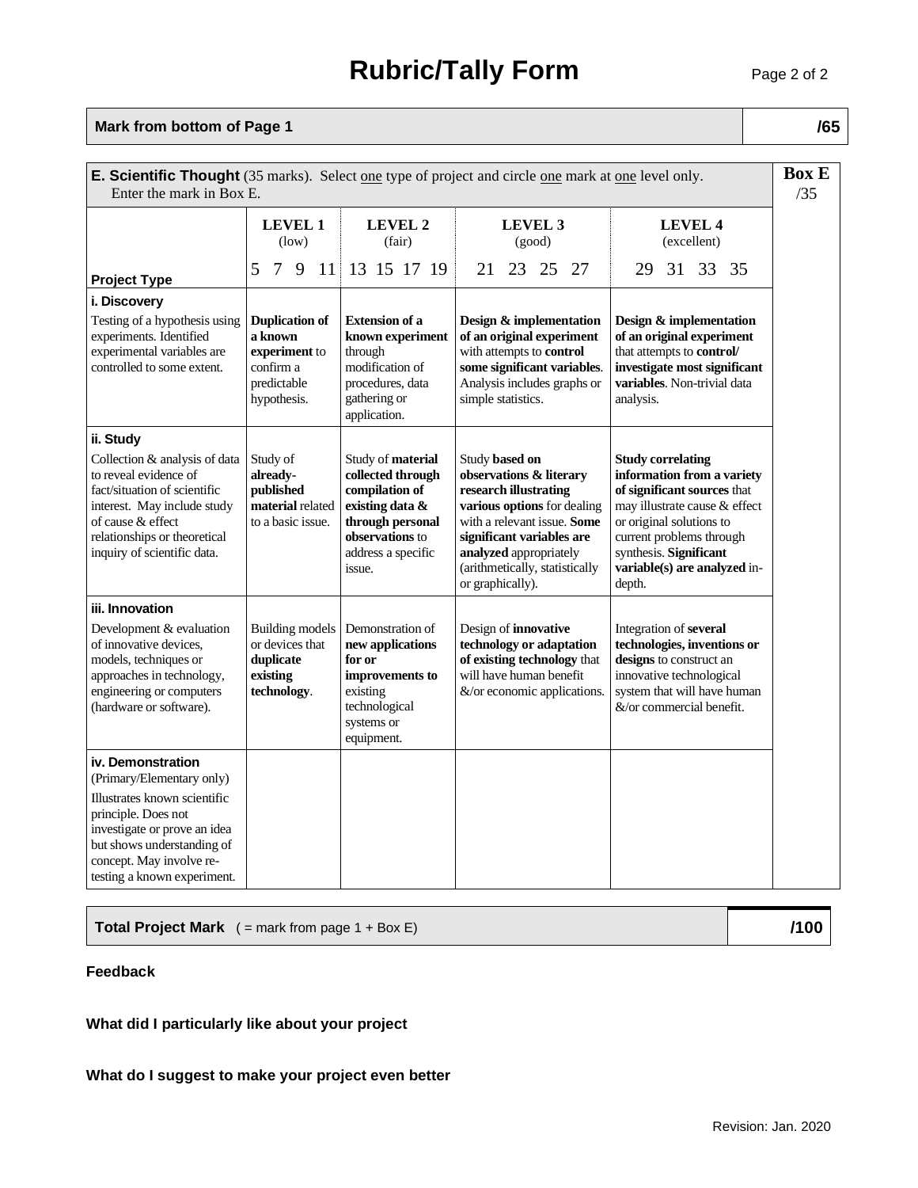# Rubric/Tally Form

| Mark from bottom of Page 1 | /65 |
|---|---|

| **E. Scientific Thought** (35 marks). Select one type of project and circle one mark at one level only. Enter the mark in Box E. | | | | | **Box E** /35 |
|---|---|---|---|---|---|
| | **LEVEL 1** (low) | **LEVEL 2** (fair) | **LEVEL 3** (good) | **LEVEL 4** (excellent) | |
| **Project Type** | 5 7 9 11 | 13 15 17 19 | 21 23 25 27 | 29 31 33 35 | |
| **i. Discovery**<br>Testing of a hypothesis using experiments. Identified experimental variables are controlled to some extent. | **Duplication of a known experiment** to confirm a predictable hypothesis. | **Extension of a known experiment** through modification of procedures, data gathering or application. | **Design & implementation of an original experiment** with attempts to **control some significant variables**. Analysis includes graphs or simple statistics. | **Design & implementation of an original experiment** that attempts to **control/ investigate most significant variables**. Non-trivial data analysis. | |
| **ii. Study**<br>Collection & analysis of data to reveal evidence of fact/situation of scientific interest. May include study of cause & effect relationships or theoretical inquiry of scientific data. | Study of **already-published material** related to a basic issue. | Study of **material collected through compilation of existing data & through personal observations** to address a specific issue. | Study **based on observations & literary research illustrating various options** for dealing with a relevant issue. **Some significant variables are analyzed** appropriately (arithmetically, statistically or graphically). | **Study correlating information from a variety of significant sources** that may illustrate cause & effect or original solutions to current problems through synthesis. **Significant variable(s) are analyzed** in-depth. | |
| **iii. Innovation**<br>Development & evaluation of innovative devices, models, techniques or approaches in technology, engineering or computers (hardware or software). | Building models or devices that **duplicate existing technology**. | Demonstration of **new applications for or improvements to** existing technological systems or equipment. | Design of **innovative technology or adaptation of existing technology** that will have human benefit &/or economic applications. | Integration of **several technologies, inventions or designs** to construct an innovative technological system that will have human &/or commercial benefit. | |
| **iv. Demonstration** (Primary/Elementary only)<br>Illustrates known scientific principle. Does not investigate or prove an idea but shows understanding of concept. May involve re-testing a known experiment. | | | | | |

| **Total Project Mark** ( = mark from page 1 + Box E) | /100 |
|---|---|

**Feedback**

**What did I particularly like about your project**

**What do I suggest to make your project even better**

Revision: Jan. 2020